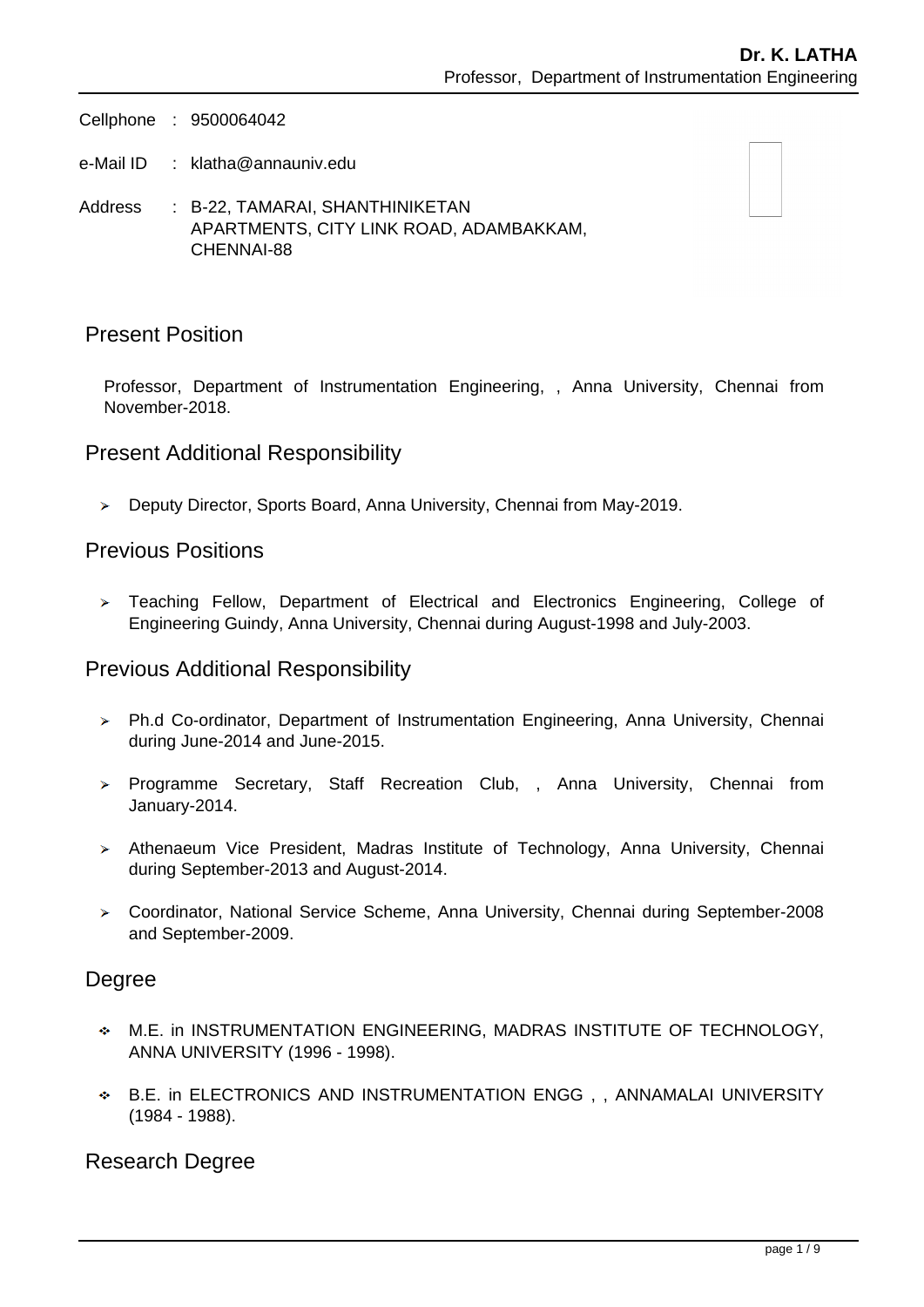**Dr. K. LATHA**
Professor, Department of Instrumentation Engineering

Cellphone : 9500064042

e-Mail ID : klatha@annauniv.edu

Address : B-22, TAMARAI, SHANTHINIKETAN APARTMENTS, CITY LINK ROAD, ADAMBAKKAM, CHENNAI-88

## Present Position

Professor, Department of Instrumentation Engineering, , Anna University, Chennai from November-2018.

## Present Additional Responsibility

- Deputy Director, Sports Board, Anna University, Chennai from May-2019.

## Previous Positions

- Teaching Fellow, Department of Electrical and Electronics Engineering, College of Engineering Guindy, Anna University, Chennai during August-1998 and July-2003.

## Previous Additional Responsibility

- Ph.d Co-ordinator, Department of Instrumentation Engineering, Anna University, Chennai during June-2014 and June-2015.
- Programme Secretary, Staff Recreation Club, , Anna University, Chennai from January-2014.
- Athenaeum Vice President, Madras Institute of Technology, Anna University, Chennai during September-2013 and August-2014.
- Coordinator, National Service Scheme, Anna University, Chennai during September-2008 and September-2009.

## Degree

- M.E. in INSTRUMENTATION ENGINEERING, MADRAS INSTITUTE OF TECHNOLOGY, ANNA UNIVERSITY (1996 - 1998).
- B.E. in ELECTRONICS AND INSTRUMENTATION ENGG , , ANNAMALAI UNIVERSITY (1984 - 1988).

## Research Degree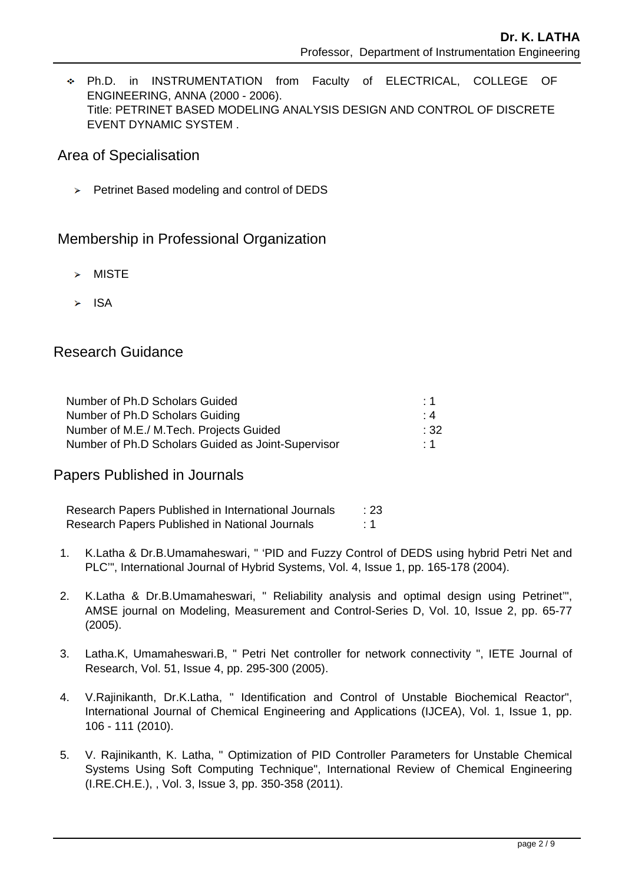- Ph.D. in INSTRUMENTATION from Faculty of ELECTRICAL, COLLEGE OF ENGINEERING, ANNA (2000 - 2006).
  Title: PETRINET BASED MODELING ANALYSIS DESIGN AND CONTROL OF DISCRETE EVENT DYNAMIC SYSTEM .

## Area of Specialisation

- Petrinet Based modeling and control of DEDS

## Membership in Professional Organization

- MISTE
- ISA

## Research Guidance

| | |
|---|---|
| Number of Ph.D Scholars Guided | : 1 |
| Number of Ph.D Scholars Guiding | : 4 |
| Number of M.E./ M.Tech. Projects Guided | : 32 |
| Number of Ph.D Scholars Guided as Joint-Supervisor | : 1 |

## Papers Published in Journals

| | |
|---|---|
| Research Papers Published in International Journals | : 23 |
| Research Papers Published in National Journals | : 1 |

1. K.Latha & Dr.B.Umamaheswari, " 'PID and Fuzzy Control of DEDS using hybrid Petri Net and PLC'", International Journal of Hybrid Systems, Vol. 4, Issue 1, pp. 165-178 (2004).
2. K.Latha & Dr.B.Umamaheswari, " Reliability analysis and optimal design using Petrinet'", AMSE journal on Modeling, Measurement and Control-Series D, Vol. 10, Issue 2, pp. 65-77 (2005).
3. Latha.K, Umamaheswari.B, " Petri Net controller for network connectivity ", IETE Journal of Research, Vol. 51, Issue 4, pp. 295-300 (2005).
4. V.Rajinikanth, Dr.K.Latha, " Identification and Control of Unstable Biochemical Reactor", International Journal of Chemical Engineering and Applications (IJCEA), Vol. 1, Issue 1, pp. 106 - 111 (2010).
5. V. Rajinikanth, K. Latha, " Optimization of PID Controller Parameters for Unstable Chemical Systems Using Soft Computing Technique", International Review of Chemical Engineering (I.RE.CH.E.), , Vol. 3, Issue 3, pp. 350-358 (2011).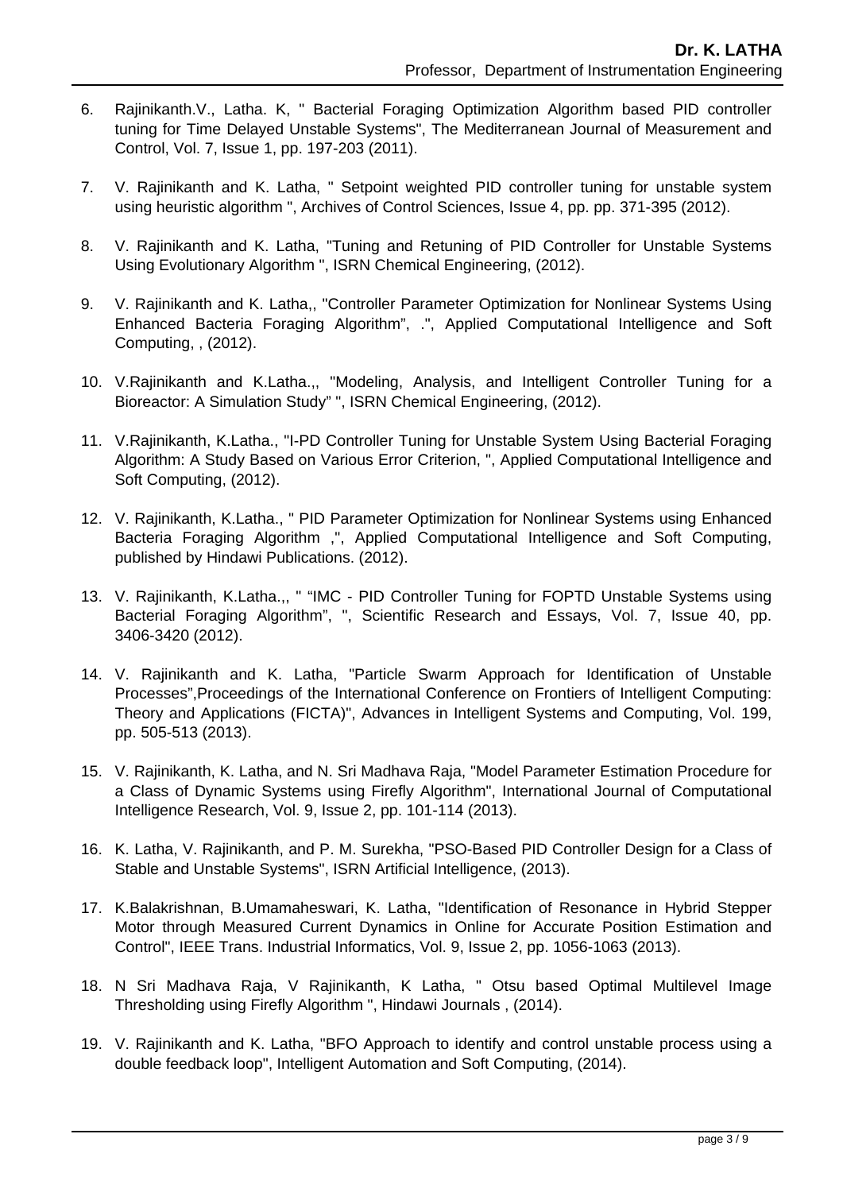6. Rajinikanth.V., Latha. K, " Bacterial Foraging Optimization Algorithm based PID controller tuning for Time Delayed Unstable Systems", The Mediterranean Journal of Measurement and Control, Vol. 7, Issue 1, pp. 197-203 (2011).

7. V. Rajinikanth and K. Latha, " Setpoint weighted PID controller tuning for unstable system using heuristic algorithm ", Archives of Control Sciences, Issue 4, pp. pp. 371-395 (2012).

8. V. Rajinikanth and K. Latha, "Tuning and Retuning of PID Controller for Unstable Systems Using Evolutionary Algorithm ", ISRN Chemical Engineering, (2012).

9. V. Rajinikanth and K. Latha,, "Controller Parameter Optimization for Nonlinear Systems Using Enhanced Bacteria Foraging Algorithm", .", Applied Computational Intelligence and Soft Computing, , (2012).

10. V.Rajinikanth and K.Latha.,, "Modeling, Analysis, and Intelligent Controller Tuning for a Bioreactor: A Simulation Study" ", ISRN Chemical Engineering, (2012).

11. V.Rajinikanth, K.Latha., "I-PD Controller Tuning for Unstable System Using Bacterial Foraging Algorithm: A Study Based on Various Error Criterion, ", Applied Computational Intelligence and Soft Computing, (2012).

12. V. Rajinikanth, K.Latha., " PID Parameter Optimization for Nonlinear Systems using Enhanced Bacteria Foraging Algorithm ,", Applied Computational Intelligence and Soft Computing, published by Hindawi Publications. (2012).

13. V. Rajinikanth, K.Latha.,, " "IMC - PID Controller Tuning for FOPTD Unstable Systems using Bacterial Foraging Algorithm", ", Scientific Research and Essays, Vol. 7, Issue 40, pp. 3406-3420 (2012).

14. V. Rajinikanth and K. Latha, "Particle Swarm Approach for Identification of Unstable Processes",Proceedings of the International Conference on Frontiers of Intelligent Computing: Theory and Applications (FICTA)", Advances in Intelligent Systems and Computing, Vol. 199, pp. 505-513 (2013).

15. V. Rajinikanth, K. Latha, and N. Sri Madhava Raja, "Model Parameter Estimation Procedure for a Class of Dynamic Systems using Firefly Algorithm", International Journal of Computational Intelligence Research, Vol. 9, Issue 2, pp. 101-114 (2013).

16. K. Latha, V. Rajinikanth, and P. M. Surekha, "PSO-Based PID Controller Design for a Class of Stable and Unstable Systems", ISRN Artificial Intelligence, (2013).

17. K.Balakrishnan, B.Umamaheswari, K. Latha, "Identification of Resonance in Hybrid Stepper Motor through Measured Current Dynamics in Online for Accurate Position Estimation and Control", IEEE Trans. Industrial Informatics, Vol. 9, Issue 2, pp. 1056-1063 (2013).

18. N Sri Madhava Raja, V Rajinikanth, K Latha, " Otsu based Optimal Multilevel Image Thresholding using Firefly Algorithm ", Hindawi Journals , (2014).

19. V. Rajinikanth and K. Latha, "BFO Approach to identify and control unstable process using a double feedback loop", Intelligent Automation and Soft Computing, (2014).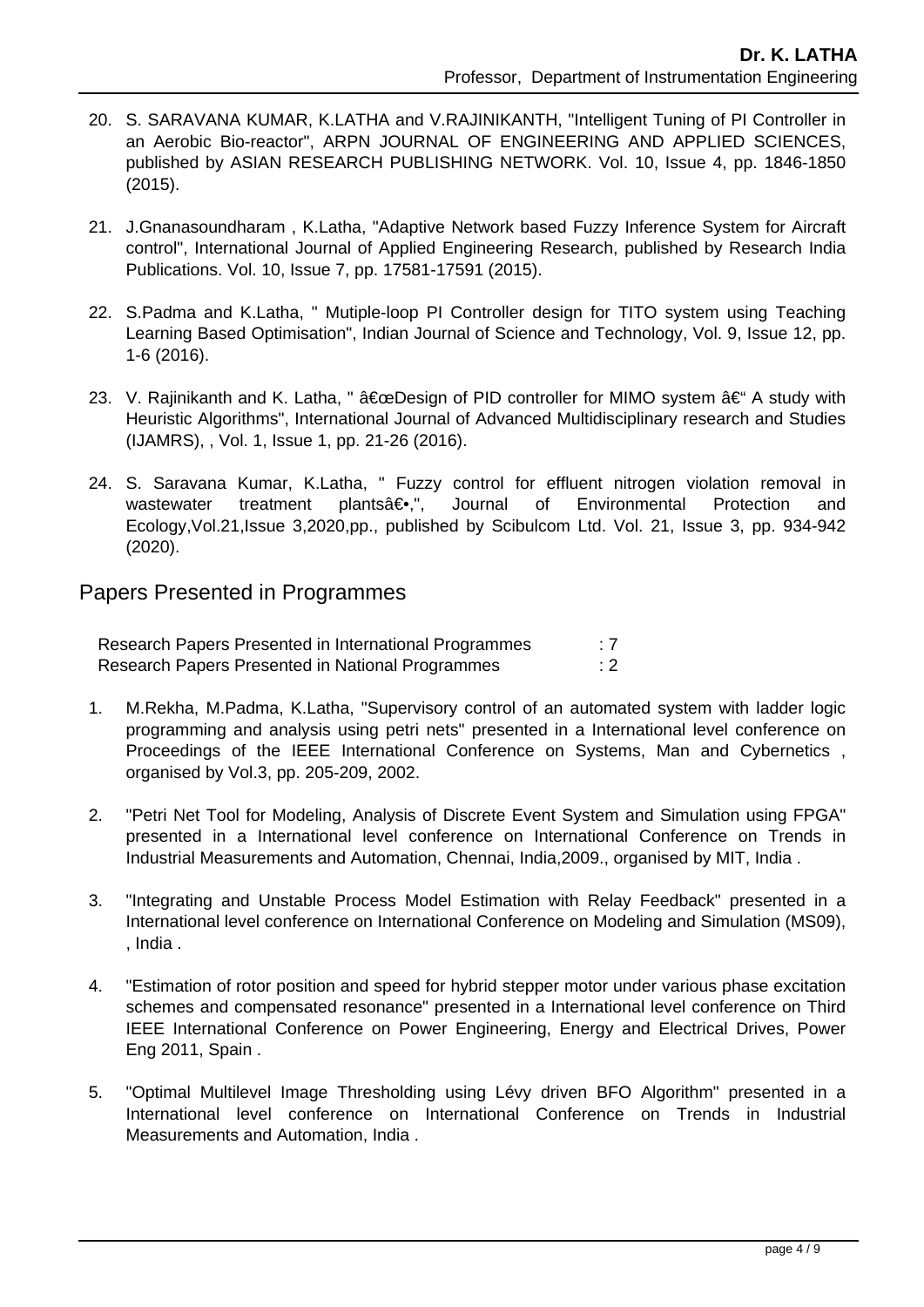20. S. SARAVANA KUMAR, K.LATHA and V.RAJINIKANTH, "Intelligent Tuning of PI Controller in an Aerobic Bio-reactor", ARPN JOURNAL OF ENGINEERING AND APPLIED SCIENCES, published by ASIAN RESEARCH PUBLISHING NETWORK. Vol. 10, Issue 4, pp. 1846-1850 (2015).

21. J.Gnanasoundharam , K.Latha, "Adaptive Network based Fuzzy Inference System for Aircraft control", International Journal of Applied Engineering Research, published by Research India Publications. Vol. 10, Issue 7, pp. 17581-17591 (2015).

22. S.Padma and K.Latha, " Mutiple-loop PI Controller design for TITO system using Teaching Learning Based Optimisation", Indian Journal of Science and Technology, Vol. 9, Issue 12, pp. 1-6 (2016).

23. V. Rajinikanth and K. Latha, " â€œDesign of PID controller for MIMO system â€“ A study with Heuristic Algorithms", International Journal of Advanced Multidisciplinary research and Studies (IJAMRS), , Vol. 1, Issue 1, pp. 21-26 (2016).

24. S. Saravana Kumar, K.Latha, " Fuzzy control for effluent nitrogen violation removal in wastewater treatment plantsâ€•,", Journal of Environmental Protection and Ecology,Vol.21,Issue 3,2020,pp., published by Scibulcom Ltd. Vol. 21, Issue 3, pp. 934-942 (2020).

## Papers Presented in Programmes

| | |
|---|---|
| Research Papers Presented in International Programmes | : 7 |
| Research Papers Presented in National Programmes | : 2 |

1. M.Rekha, M.Padma, K.Latha, "Supervisory control of an automated system with ladder logic programming and analysis using petri nets" presented in a International level conference on Proceedings of the IEEE International Conference on Systems, Man and Cybernetics , organised by Vol.3, pp. 205-209, 2002.

2. "Petri Net Tool for Modeling, Analysis of Discrete Event System and Simulation using FPGA" presented in a International level conference on International Conference on Trends in Industrial Measurements and Automation, Chennai, India,2009., organised by MIT, India .

3. "Integrating and Unstable Process Model Estimation with Relay Feedback" presented in a International level conference on International Conference on Modeling and Simulation (MS09), , India .

4. "Estimation of rotor position and speed for hybrid stepper motor under various phase excitation schemes and compensated resonance" presented in a International level conference on Third IEEE International Conference on Power Engineering, Energy and Electrical Drives, Power Eng 2011, Spain .

5. "Optimal Multilevel Image Thresholding using Lévy driven BFO Algorithm" presented in a International level conference on International Conference on Trends in Industrial Measurements and Automation, India .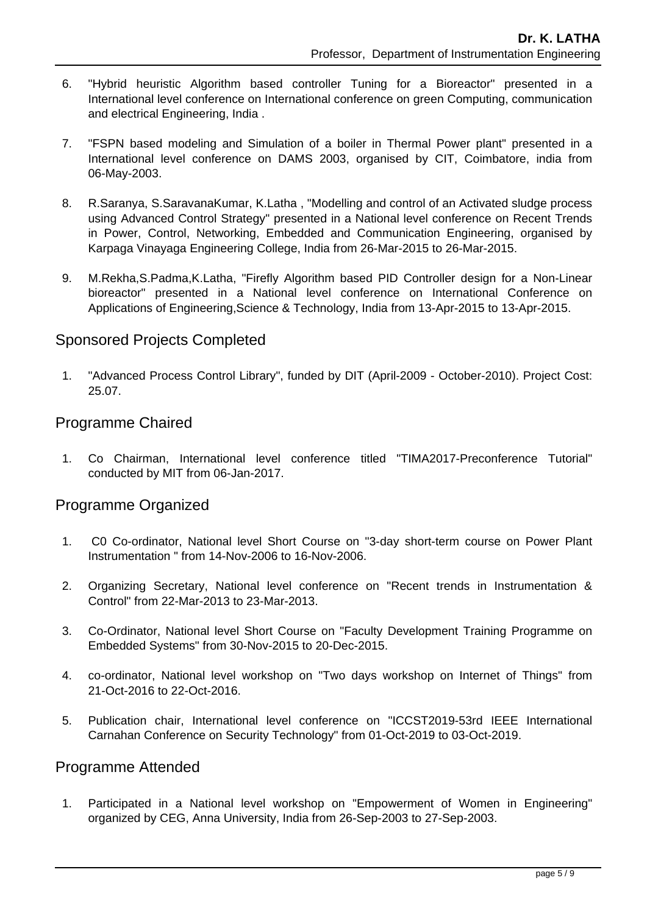6. "Hybrid heuristic Algorithm based controller Tuning for a Bioreactor" presented in a International level conference on International conference on green Computing, communication and electrical Engineering, India .

7. "FSPN based modeling and Simulation of a boiler in Thermal Power plant" presented in a International level conference on DAMS 2003, organised by CIT, Coimbatore, india from 06-May-2003.

8. R.Saranya, S.SaravanaKumar, K.Latha , "Modelling and control of an Activated sludge process using Advanced Control Strategy" presented in a National level conference on Recent Trends in Power, Control, Networking, Embedded and Communication Engineering, organised by Karpaga Vinayaga Engineering College, India from 26-Mar-2015 to 26-Mar-2015.

9. M.Rekha,S.Padma,K.Latha, "Firefly Algorithm based PID Controller design for a Non-Linear bioreactor" presented in a National level conference on International Conference on Applications of Engineering,Science & Technology, India from 13-Apr-2015 to 13-Apr-2015.

## Sponsored Projects Completed

1. "Advanced Process Control Library", funded by DIT (April-2009 - October-2010). Project Cost: 25.07.

## Programme Chaired

1. Co Chairman, International level conference titled "TIMA2017-Preconference Tutorial" conducted by MIT from 06-Jan-2017.

## Programme Organized

1. C0 Co-ordinator, National level Short Course on "3-day short-term course on Power Plant Instrumentation " from 14-Nov-2006 to 16-Nov-2006.

2. Organizing Secretary, National level conference on "Recent trends in Instrumentation & Control" from 22-Mar-2013 to 23-Mar-2013.

3. Co-Ordinator, National level Short Course on "Faculty Development Training Programme on Embedded Systems" from 30-Nov-2015 to 20-Dec-2015.

4. co-ordinator, National level workshop on "Two days workshop on Internet of Things" from 21-Oct-2016 to 22-Oct-2016.

5. Publication chair, International level conference on "ICCST2019-53rd IEEE International Carnahan Conference on Security Technology" from 01-Oct-2019 to 03-Oct-2019.

## Programme Attended

1. Participated in a National level workshop on "Empowerment of Women in Engineering" organized by CEG, Anna University, India from 26-Sep-2003 to 27-Sep-2003.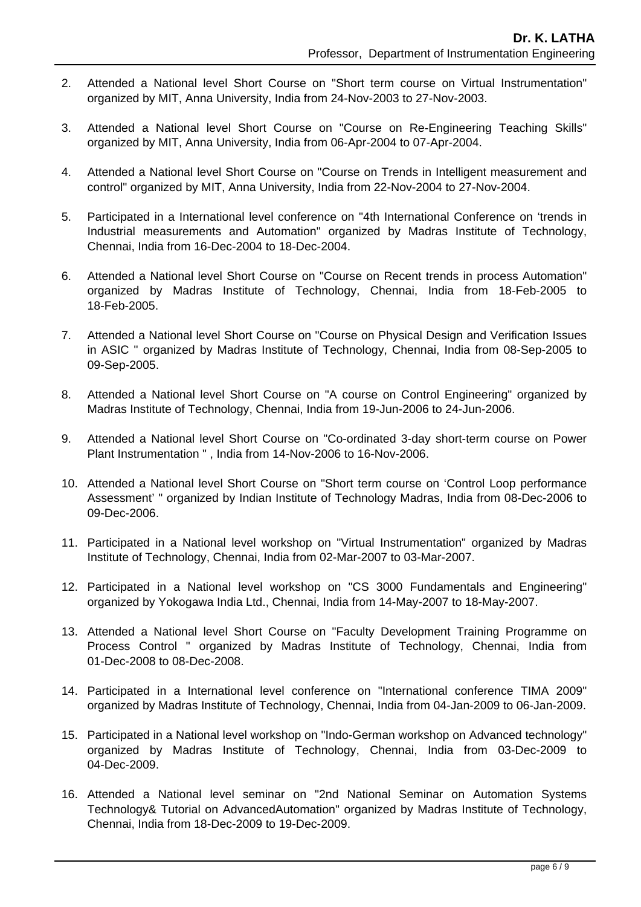2. Attended a National level Short Course on "Short term course on Virtual Instrumentation" organized by MIT, Anna University, India from 24-Nov-2003 to 27-Nov-2003.

3. Attended a National level Short Course on "Course on Re-Engineering Teaching Skills" organized by MIT, Anna University, India from 06-Apr-2004 to 07-Apr-2004.

4. Attended a National level Short Course on "Course on Trends in Intelligent measurement and control" organized by MIT, Anna University, India from 22-Nov-2004 to 27-Nov-2004.

5. Participated in a International level conference on "4th International Conference on 'trends in Industrial measurements and Automation" organized by Madras Institute of Technology, Chennai, India from 16-Dec-2004 to 18-Dec-2004.

6. Attended a National level Short Course on "Course on Recent trends in process Automation" organized by Madras Institute of Technology, Chennai, India from 18-Feb-2005 to 18-Feb-2005.

7. Attended a National level Short Course on "Course on Physical Design and Verification Issues in ASIC " organized by Madras Institute of Technology, Chennai, India from 08-Sep-2005 to 09-Sep-2005.

8. Attended a National level Short Course on "A course on Control Engineering" organized by Madras Institute of Technology, Chennai, India from 19-Jun-2006 to 24-Jun-2006.

9. Attended a National level Short Course on "Co-ordinated 3-day short-term course on Power Plant Instrumentation " , India from 14-Nov-2006 to 16-Nov-2006.

10. Attended a National level Short Course on "Short term course on 'Control Loop performance Assessment' " organized by Indian Institute of Technology Madras, India from 08-Dec-2006 to 09-Dec-2006.

11. Participated in a National level workshop on "Virtual Instrumentation" organized by Madras Institute of Technology, Chennai, India from 02-Mar-2007 to 03-Mar-2007.

12. Participated in a National level workshop on "CS 3000 Fundamentals and Engineering" organized by Yokogawa India Ltd., Chennai, India from 14-May-2007 to 18-May-2007.

13. Attended a National level Short Course on "Faculty Development Training Programme on Process Control " organized by Madras Institute of Technology, Chennai, India from 01-Dec-2008 to 08-Dec-2008.

14. Participated in a International level conference on "International conference TIMA 2009" organized by Madras Institute of Technology, Chennai, India from 04-Jan-2009 to 06-Jan-2009.

15. Participated in a National level workshop on "Indo-German workshop on Advanced technology" organized by Madras Institute of Technology, Chennai, India from 03-Dec-2009 to 04-Dec-2009.

16. Attended a National level seminar on "2nd National Seminar on Automation Systems Technology& Tutorial on AdvancedAutomation" organized by Madras Institute of Technology, Chennai, India from 18-Dec-2009 to 19-Dec-2009.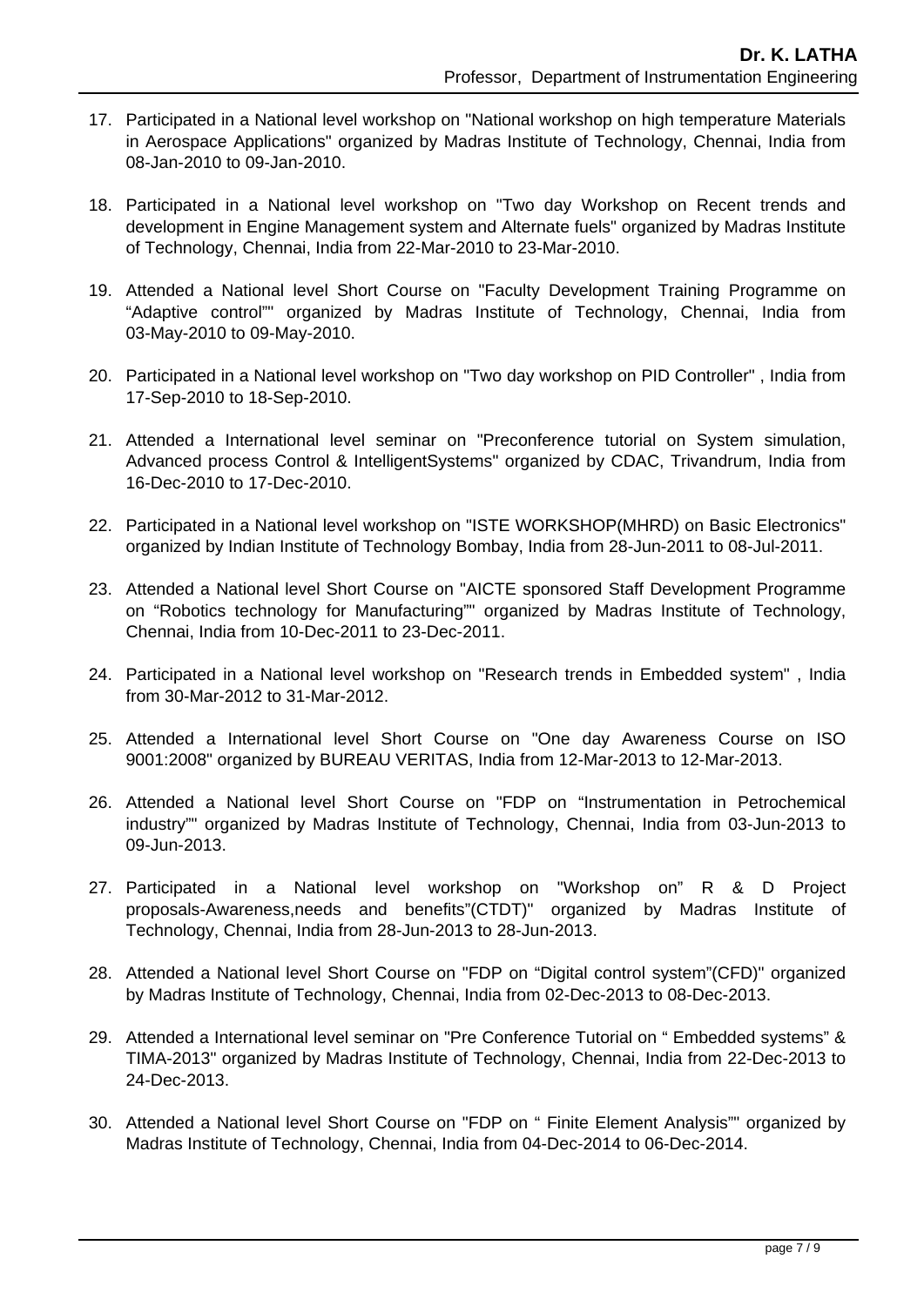17. Participated in a National level workshop on "National workshop on high temperature Materials in Aerospace Applications" organized by Madras Institute of Technology, Chennai, India from 08-Jan-2010 to 09-Jan-2010.

18. Participated in a National level workshop on "Two day Workshop on Recent trends and development in Engine Management system and Alternate fuels" organized by Madras Institute of Technology, Chennai, India from 22-Mar-2010 to 23-Mar-2010.

19. Attended a National level Short Course on "Faculty Development Training Programme on “Adaptive control”" organized by Madras Institute of Technology, Chennai, India from 03-May-2010 to 09-May-2010.

20. Participated in a National level workshop on "Two day workshop on PID Controller" , India from 17-Sep-2010 to 18-Sep-2010.

21. Attended a International level seminar on "Preconference tutorial on System simulation, Advanced process Control & IntelligentSystems" organized by CDAC, Trivandrum, India from 16-Dec-2010 to 17-Dec-2010.

22. Participated in a National level workshop on "ISTE WORKSHOP(MHRD) on Basic Electronics" organized by Indian Institute of Technology Bombay, India from 28-Jun-2011 to 08-Jul-2011.

23. Attended a National level Short Course on "AICTE sponsored Staff Development Programme on “Robotics technology for Manufacturing”" organized by Madras Institute of Technology, Chennai, India from 10-Dec-2011 to 23-Dec-2011.

24. Participated in a National level workshop on "Research trends in Embedded system" , India from 30-Mar-2012 to 31-Mar-2012.

25. Attended a International level Short Course on "One day Awareness Course on ISO 9001:2008" organized by BUREAU VERITAS, India from 12-Mar-2013 to 12-Mar-2013.

26. Attended a National level Short Course on "FDP on “Instrumentation in Petrochemical industry”" organized by Madras Institute of Technology, Chennai, India from 03-Jun-2013 to 09-Jun-2013.

27. Participated in a National level workshop on "Workshop on” R & D Project proposals-Awareness,needs and benefits”(CTDT)" organized by Madras Institute of Technology, Chennai, India from 28-Jun-2013 to 28-Jun-2013.

28. Attended a National level Short Course on "FDP on “Digital control system”(CFD)" organized by Madras Institute of Technology, Chennai, India from 02-Dec-2013 to 08-Dec-2013.

29. Attended a International level seminar on "Pre Conference Tutorial on “ Embedded systems” & TIMA-2013" organized by Madras Institute of Technology, Chennai, India from 22-Dec-2013 to 24-Dec-2013.

30. Attended a National level Short Course on "FDP on “ Finite Element Analysis”" organized by Madras Institute of Technology, Chennai, India from 04-Dec-2014 to 06-Dec-2014.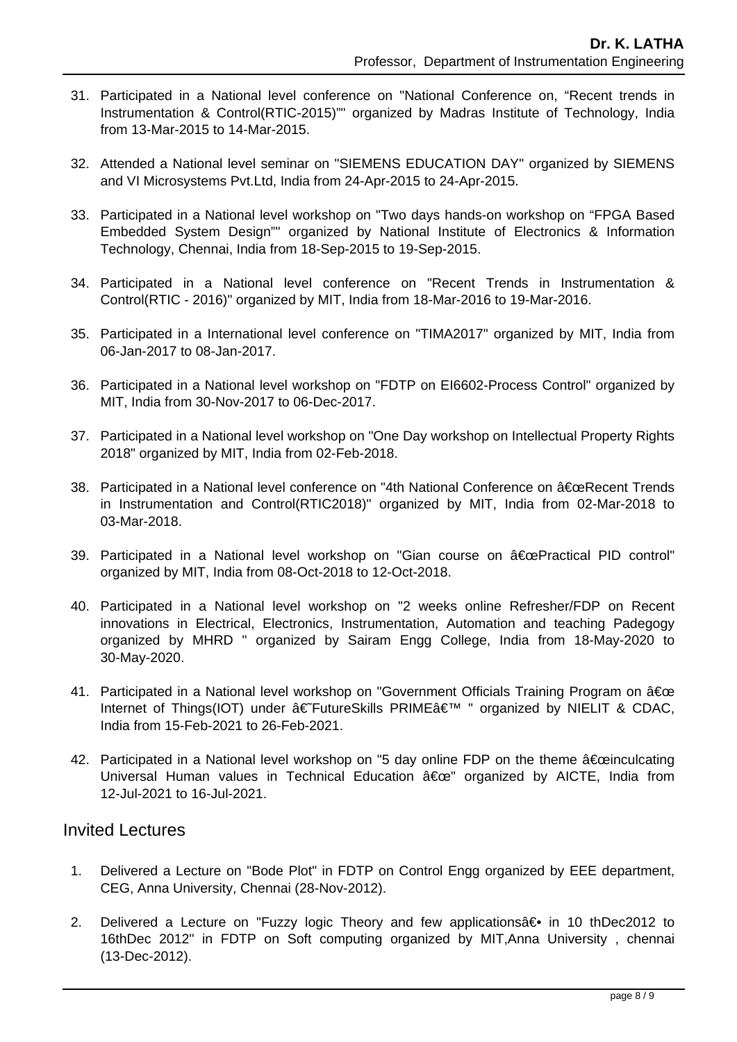31. Participated in a National level conference on "National Conference on, “Recent trends in Instrumentation & Control(RTIC-2015)”" organized by Madras Institute of Technology, India from 13-Mar-2015 to 14-Mar-2015.

32. Attended a National level seminar on "SIEMENS EDUCATION DAY" organized by SIEMENS and VI Microsystems Pvt.Ltd, India from 24-Apr-2015 to 24-Apr-2015.

33. Participated in a National level workshop on "Two days hands-on workshop on “FPGA Based Embedded System Design”" organized by National Institute of Electronics & Information Technology, Chennai, India from 18-Sep-2015 to 19-Sep-2015.

34. Participated in a National level conference on "Recent Trends in Instrumentation & Control(RTIC - 2016)" organized by MIT, India from 18-Mar-2016 to 19-Mar-2016.

35. Participated in a International level conference on "TIMA2017" organized by MIT, India from 06-Jan-2017 to 08-Jan-2017.

36. Participated in a National level workshop on "FDTP on EI6602-Process Control" organized by MIT, India from 30-Nov-2017 to 06-Dec-2017.

37. Participated in a National level workshop on "One Day workshop on Intellectual Property Rights 2018" organized by MIT, India from 02-Feb-2018.

38. Participated in a National level conference on "4th National Conference on â€œRecent Trends in Instrumentation and Control(RTIC2018)" organized by MIT, India from 02-Mar-2018 to 03-Mar-2018.

39. Participated in a National level workshop on "Gian course on â€œPractical PID control" organized by MIT, India from 08-Oct-2018 to 12-Oct-2018.

40. Participated in a National level workshop on "2 weeks online Refresher/FDP on Recent innovations in Electrical, Electronics, Instrumentation, Automation and teaching Padegogy organized by MHRD " organized by Sairam Engg College, India from 18-May-2020 to 30-May-2020.

41. Participated in a National level workshop on "Government Officials Training Program on â€œ Internet of Things(IOT) under â€˜FutureSkills PRIMEâ€™ " organized by NIELIT & CDAC, India from 15-Feb-2021 to 26-Feb-2021.

42. Participated in a National level workshop on "5 day online FDP on the theme â€œinculcating Universal Human values in Technical Education â€œ" organized by AICTE, India from 12-Jul-2021 to 16-Jul-2021.

## Invited Lectures

1. Delivered a Lecture on "Bode Plot" in FDTP on Control Engg organized by EEE department, CEG, Anna University, Chennai (28-Nov-2012).

2. Delivered a Lecture on "Fuzzy logic Theory and few applicationsâ€• in 10 thDec2012 to 16thDec 2012" in FDTP on Soft computing organized by MIT,Anna University , chennai (13-Dec-2012).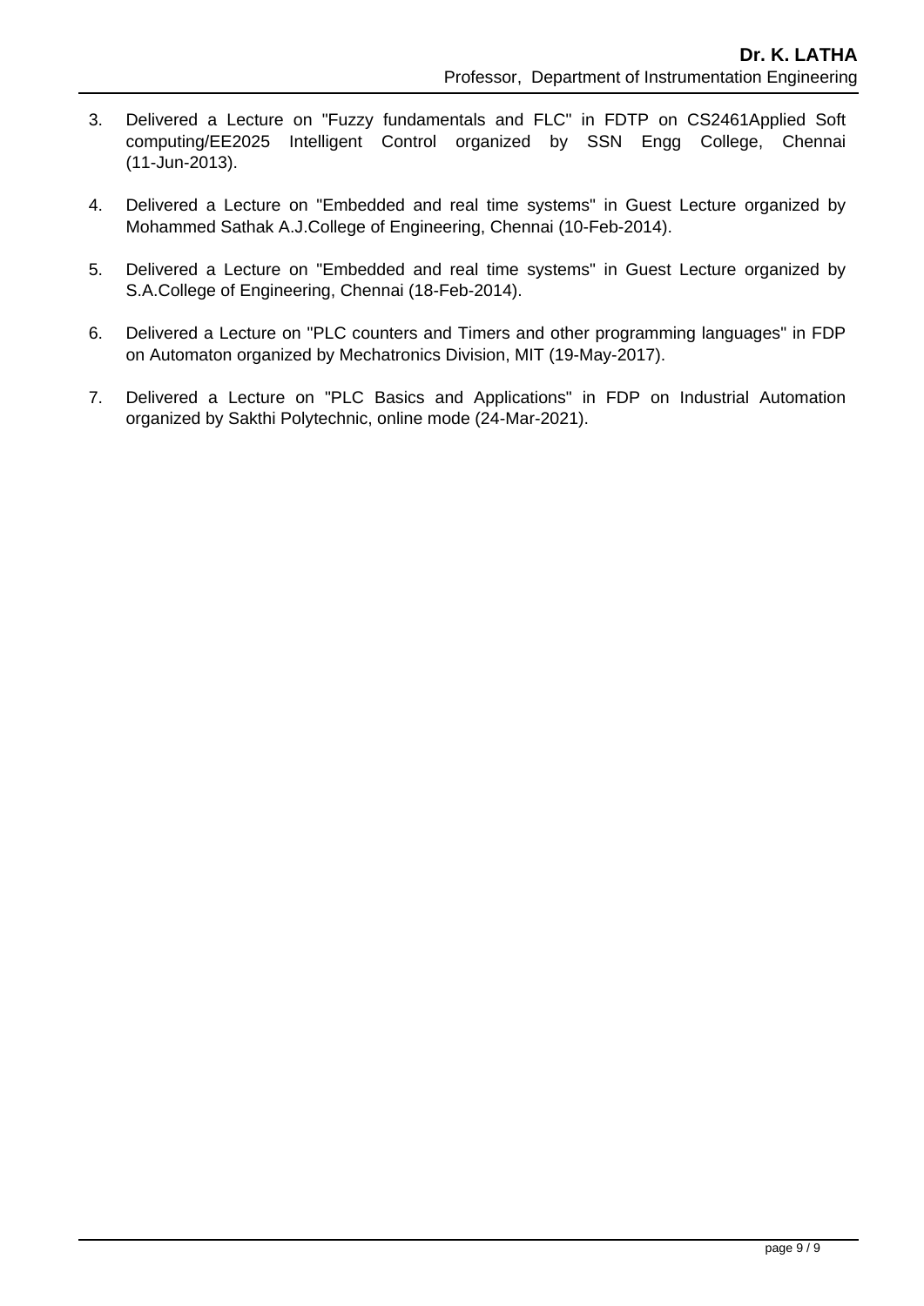3. Delivered a Lecture on "Fuzzy fundamentals and FLC" in FDTP on CS2461Applied Soft computing/EE2025 Intelligent Control organized by SSN Engg College, Chennai (11-Jun-2013).

4. Delivered a Lecture on "Embedded and real time systems" in Guest Lecture organized by Mohammed Sathak A.J.College of Engineering, Chennai (10-Feb-2014).

5. Delivered a Lecture on "Embedded and real time systems" in Guest Lecture organized by S.A.College of Engineering, Chennai (18-Feb-2014).

6. Delivered a Lecture on "PLC counters and Timers and other programming languages" in FDP on Automaton organized by Mechatronics Division, MIT (19-May-2017).

7. Delivered a Lecture on "PLC Basics and Applications" in FDP on Industrial Automation organized by Sakthi Polytechnic, online mode (24-Mar-2021).